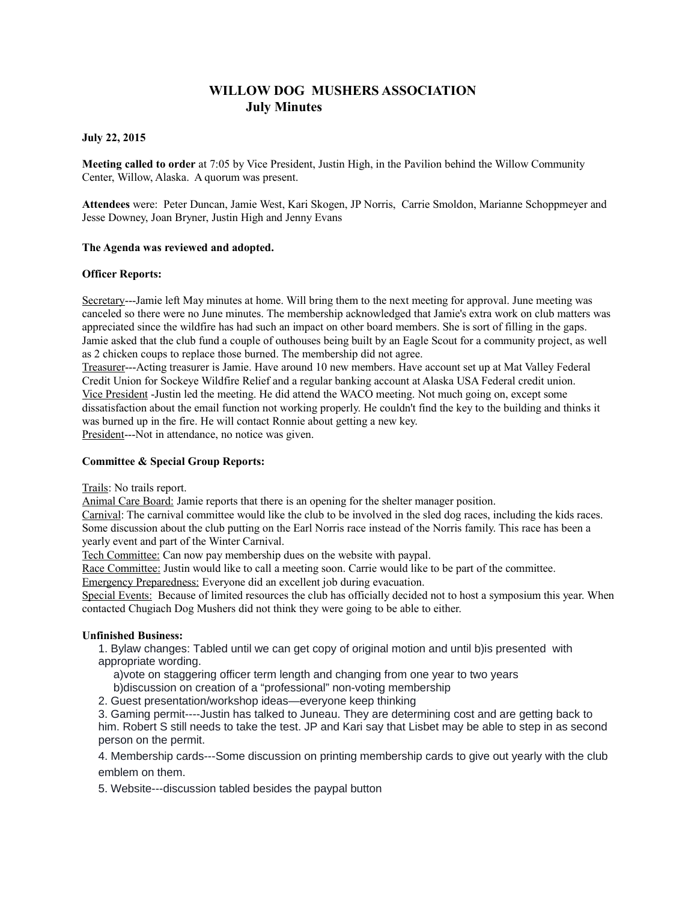# WILLOW DOG MUSHERS ASSOCIATION
## July Minutes

**July 22, 2015**

**Meeting called to order** at 7:05 by Vice President, Justin High, in the Pavilion behind the Willow Community Center, Willow, Alaska. A quorum was present.

**Attendees** were: Peter Duncan, Jamie West, Kari Skogen, JP Norris, Carrie Smoldon, Marianne Schoppmeyer and Jesse Downey, Joan Bryner, Justin High and Jenny Evans

**The Agenda was reviewed and adopted.**

**Officer Reports:**

Secretary---Jamie left May minutes at home. Will bring them to the next meeting for approval. June meeting was canceled so there were no June minutes. The membership acknowledged that Jamie's extra work on club matters was appreciated since the wildfire has had such an impact on other board members. She is sort of filling in the gaps. Jamie asked that the club fund a couple of outhouses being built by an Eagle Scout for a community project, as well as 2 chicken coups to replace those burned. The membership did not agree.
Treasurer---Acting treasurer is Jamie. Have around 10 new members. Have account set up at Mat Valley Federal Credit Union for Sockeye Wildfire Relief and a regular banking account at Alaska USA Federal credit union.
Vice President -Justin led the meeting. He did attend the WACO meeting. Not much going on, except some dissatisfaction about the email function not working properly. He couldn't find the key to the building and thinks it was burned up in the fire. He will contact Ronnie about getting a new key.
President---Not in attendance, no notice was given.

**Committee & Special Group Reports:**

Trails: No trails report.
Animal Care Board: Jamie reports that there is an opening for the shelter manager position.
Carnival: The carnival committee would like the club to be involved in the sled dog races, including the kids races. Some discussion about the club putting on the Earl Norris race instead of the Norris family. This race has been a yearly event and part of the Winter Carnival.
Tech Committee: Can now pay membership dues on the website with paypal.
Race Committee: Justin would like to call a meeting soon. Carrie would like to be part of the committee.
Emergency Preparedness: Everyone did an excellent job during evacuation.
Special Events: Because of limited resources the club has officially decided not to host a symposium this year. When contacted Chugiach Dog Mushers did not think they were going to be able to either.

**Unfinished Business:**

1. Bylaw changes: Tabled until we can get copy of original motion and until b)is presented with appropriate wording.
   a)vote on staggering officer term length and changing from one year to two years
   b)discussion on creation of a "professional" non-voting membership
2. Guest presentation/workshop ideas—everyone keep thinking
3. Gaming permit----Justin has talked to Juneau. They are determining cost and are getting back to him. Robert S still needs to take the test. JP and Kari say that Lisbet may be able to step in as second person on the permit.
4. Membership cards---Some discussion on printing membership cards to give out yearly with the club emblem on them.
5. Website---discussion tabled besides the paypal button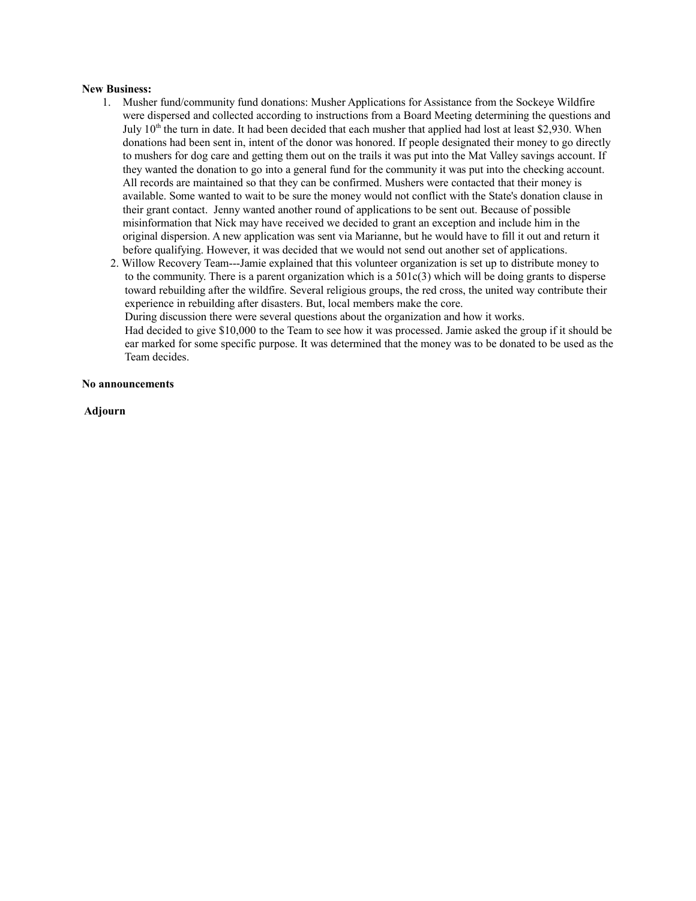**New Business:**

1. Musher fund/community fund donations: Musher Applications for Assistance from the Sockeye Wildfire were dispersed and collected according to instructions from a Board Meeting determining the questions and July 10th the turn in date. It had been decided that each musher that applied had lost at least $2,930. When donations had been sent in, intent of the donor was honored. If people designated their money to go directly to mushers for dog care and getting them out on the trails it was put into the Mat Valley savings account. If they wanted the donation to go into a general fund for the community it was put into the checking account. All records are maintained so that they can be confirmed. Mushers were contacted that their money is available. Some wanted to wait to be sure the money would not conflict with the State's donation clause in their grant contact. Jenny wanted another round of applications to be sent out. Because of possible misinformation that Nick may have received we decided to grant an exception and include him in the original dispersion. A new application was sent via Marianne, but he would have to fill it out and return it before qualifying. However, it was decided that we would not send out another set of applications.
2. Willow Recovery Team---Jamie explained that this volunteer organization is set up to distribute money to the community. There is a parent organization which is a 501c(3) which will be doing grants to disperse toward rebuilding after the wildfire. Several religious groups, the red cross, the united way contribute their experience in rebuilding after disasters. But, local members make the core.

   During discussion there were several questions about the organization and how it works.

   Had decided to give $10,000 to the Team to see how it was processed. Jamie asked the group if it should be ear marked for some specific purpose. It was determined that the money was to be donated to be used as the Team decides.

**No announcements**

**Adjourn**